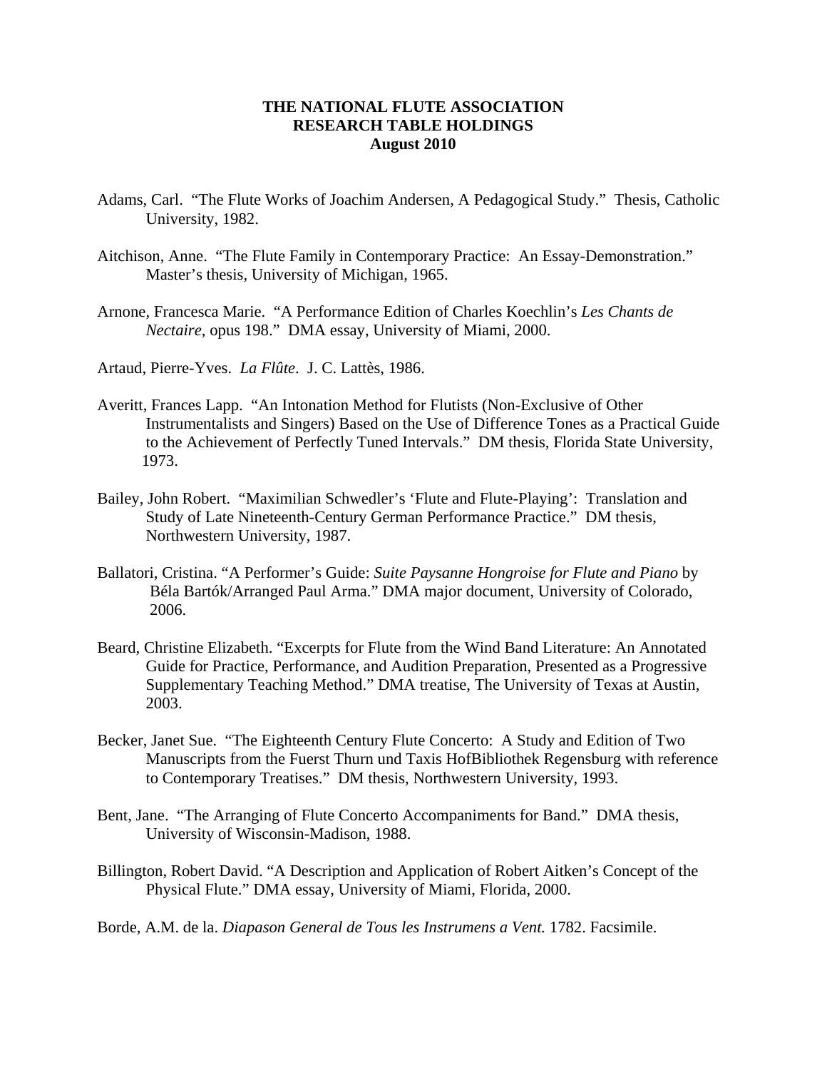**THE NATIONAL FLUTE ASSOCIATION**
**RESEARCH TABLE HOLDINGS**
**August 2010**

Adams, Carl. "The Flute Works of Joachim Andersen, A Pedagogical Study." Thesis, Catholic University, 1982.

Aitchison, Anne. "The Flute Family in Contemporary Practice: An Essay-Demonstration." Master's thesis, University of Michigan, 1965.

Arnone, Francesca Marie. "A Performance Edition of Charles Koechlin's *Les Chants de Nectaire*, opus 198." DMA essay, University of Miami, 2000.

Artaud, Pierre-Yves. *La Flûte*. J. C. Lattès, 1986.

Averitt, Frances Lapp. "An Intonation Method for Flutists (Non-Exclusive of Other Instrumentalists and Singers) Based on the Use of Difference Tones as a Practical Guide to the Achievement of Perfectly Tuned Intervals." DM thesis, Florida State University, 1973.

Bailey, John Robert. "Maximilian Schwedler's 'Flute and Flute-Playing': Translation and Study of Late Nineteenth-Century German Performance Practice." DM thesis, Northwestern University, 1987.

Ballatori, Cristina. "A Performer's Guide: *Suite Paysanne Hongroise for Flute and Piano* by Béla Bartók/Arranged Paul Arma." DMA major document, University of Colorado, 2006.

Beard, Christine Elizabeth. "Excerpts for Flute from the Wind Band Literature: An Annotated Guide for Practice, Performance, and Audition Preparation, Presented as a Progressive Supplementary Teaching Method." DMA treatise, The University of Texas at Austin, 2003.

Becker, Janet Sue. "The Eighteenth Century Flute Concerto: A Study and Edition of Two Manuscripts from the Fuerst Thurn und Taxis HofBibliothek Regensburg with reference to Contemporary Treatises." DM thesis, Northwestern University, 1993.

Bent, Jane. "The Arranging of Flute Concerto Accompaniments for Band." DMA thesis, University of Wisconsin-Madison, 1988.

Billington, Robert David. "A Description and Application of Robert Aitken's Concept of the Physical Flute." DMA essay, University of Miami, Florida, 2000.

Borde, A.M. de la. *Diapason General de Tous les Instrumens a Vent.* 1782. Facsimile.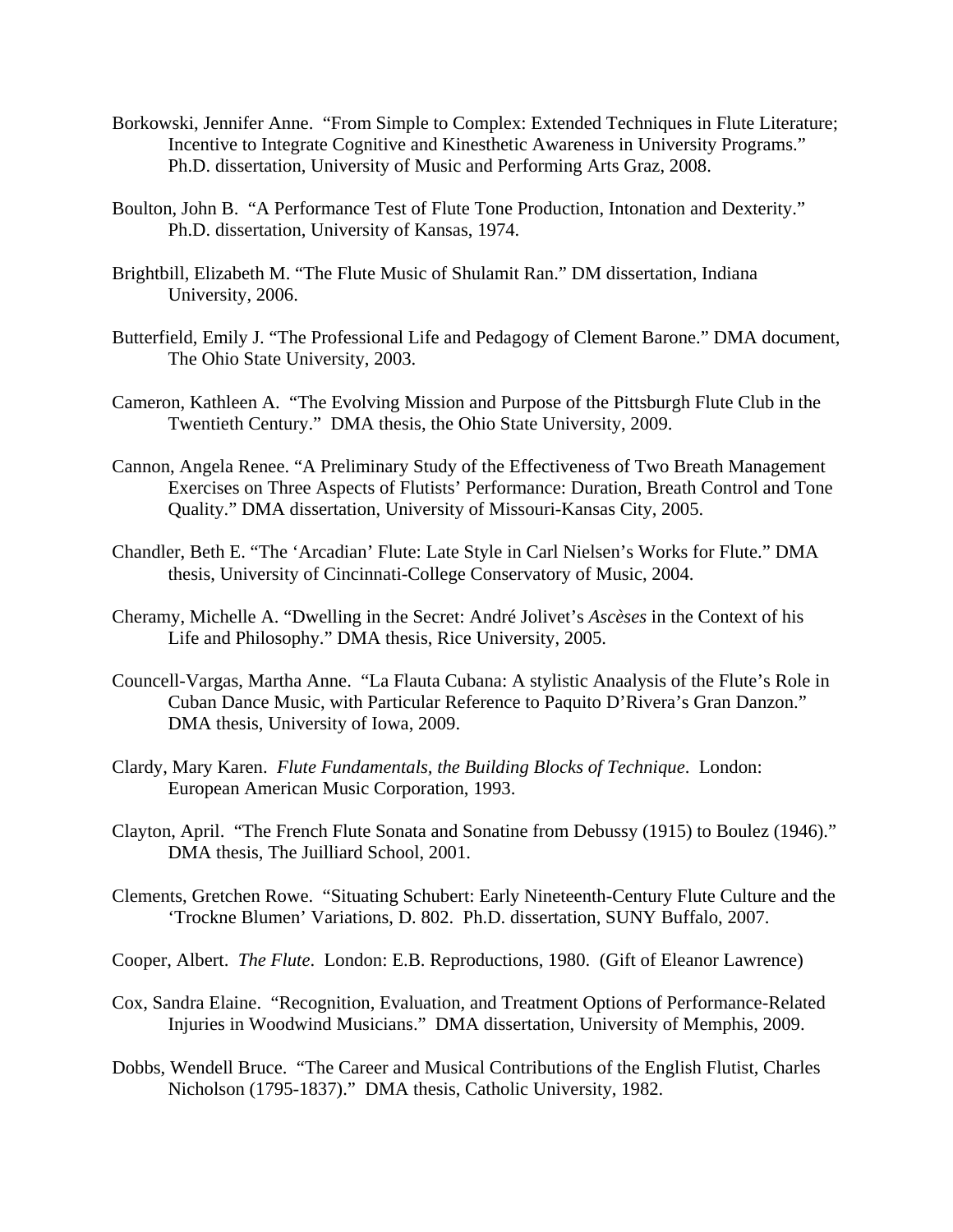Borkowski, Jennifer Anne.  "From Simple to Complex: Extended Techniques in Flute Literature; Incentive to Integrate Cognitive and Kinesthetic Awareness in University Programs." Ph.D. dissertation, University of Music and Performing Arts Graz, 2008.

Boulton, John B.  "A Performance Test of Flute Tone Production, Intonation and Dexterity." Ph.D. dissertation, University of Kansas, 1974.

Brightbill, Elizabeth M. "The Flute Music of Shulamit Ran." DM dissertation, Indiana University, 2006.

Butterfield, Emily J. "The Professional Life and Pedagogy of Clement Barone." DMA document, The Ohio State University, 2003.

Cameron, Kathleen A.  "The Evolving Mission and Purpose of the Pittsburgh Flute Club in the Twentieth Century."  DMA thesis, the Ohio State University, 2009.

Cannon, Angela Renee. "A Preliminary Study of the Effectiveness of Two Breath Management Exercises on Three Aspects of Flutists' Performance: Duration, Breath Control and Tone Quality." DMA dissertation, University of Missouri-Kansas City, 2005.

Chandler, Beth E. "The 'Arcadian' Flute: Late Style in Carl Nielsen's Works for Flute." DMA thesis, University of Cincinnati-College Conservatory of Music, 2004.

Cheramy, Michelle A. "Dwelling in the Secret: André Jolivet's *Ascèses* in the Context of his Life and Philosophy." DMA thesis, Rice University, 2005.

Councell-Vargas, Martha Anne.  "La Flauta Cubana: A stylistic Anaalysis of the Flute's Role in Cuban Dance Music, with Particular Reference to Paquito D'Rivera's Gran Danzon." DMA thesis, University of Iowa, 2009.

Clardy, Mary Karen.  *Flute Fundamentals, the Building Blocks of Technique*.  London: European American Music Corporation, 1993.

Clayton, April.  "The French Flute Sonata and Sonatine from Debussy (1915) to Boulez (1946)." DMA thesis, The Juilliard School, 2001.

Clements, Gretchen Rowe.  "Situating Schubert: Early Nineteenth-Century Flute Culture and the 'Trockne Blumen' Variations, D. 802.  Ph.D. dissertation, SUNY Buffalo, 2007.

Cooper, Albert.  *The Flute*.  London: E.B. Reproductions, 1980.  (Gift of Eleanor Lawrence)

Cox, Sandra Elaine.  "Recognition, Evaluation, and Treatment Options of Performance-Related Injuries in Woodwind Musicians."  DMA dissertation, University of Memphis, 2009.

Dobbs, Wendell Bruce.  "The Career and Musical Contributions of the English Flutist, Charles Nicholson (1795-1837)."  DMA thesis, Catholic University, 1982.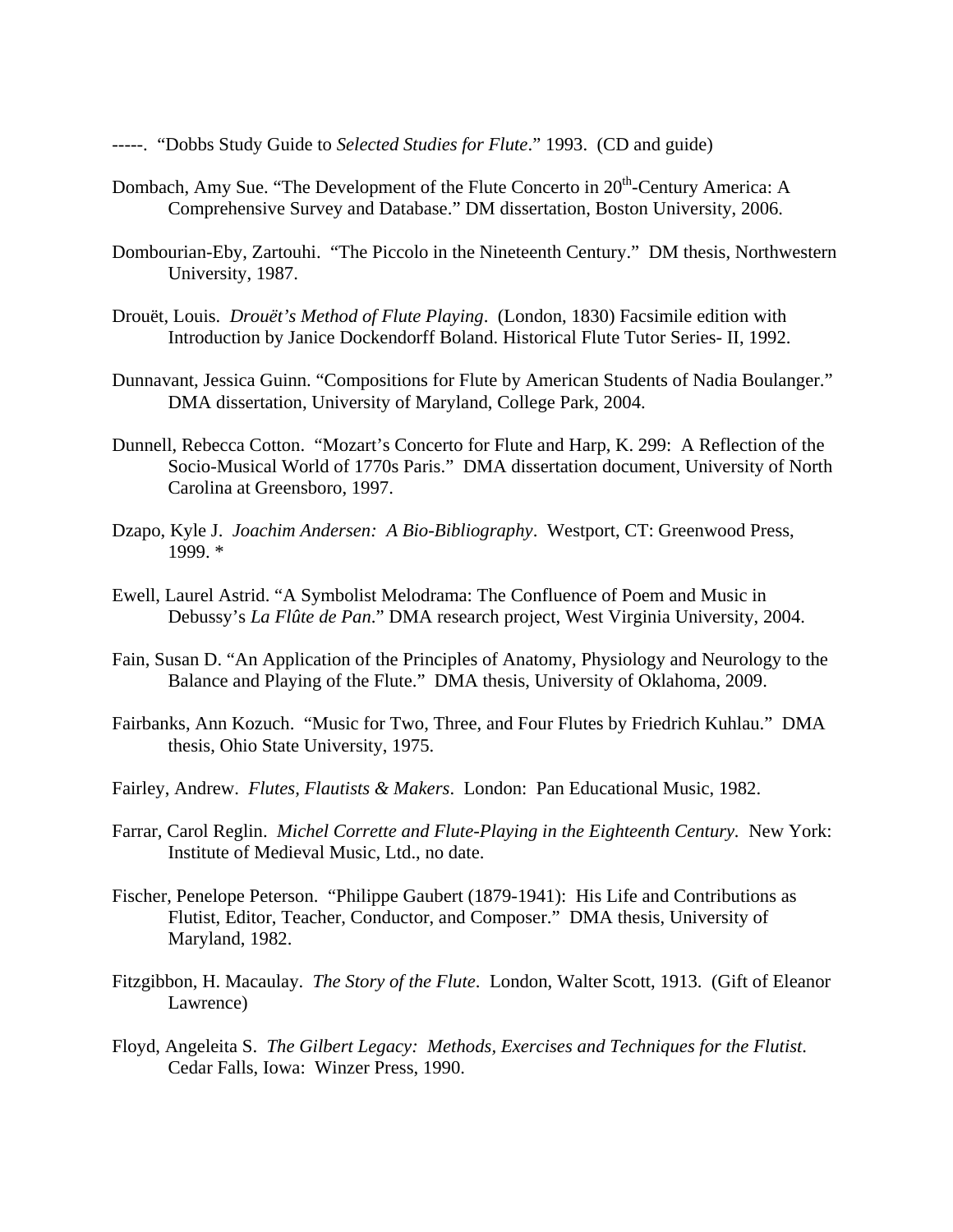-----. “Dobbs Study Guide to *Selected Studies for Flute*.” 1993. (CD and guide)

Dombach, Amy Sue. “The Development of the Flute Concerto in 20th-Century America: A Comprehensive Survey and Database.” DM dissertation, Boston University, 2006.

Dombourian-Eby, Zartouhi. “The Piccolo in the Nineteenth Century.” DM thesis, Northwestern University, 1987.

Drouët, Louis. *Drouët’s Method of Flute Playing*. (London, 1830) Facsimile edition with Introduction by Janice Dockendorff Boland. Historical Flute Tutor Series- II, 1992.

Dunnavant, Jessica Guinn. “Compositions for Flute by American Students of Nadia Boulanger.” DMA dissertation, University of Maryland, College Park, 2004.

Dunnell, Rebecca Cotton. “Mozart’s Concerto for Flute and Harp, K. 299: A Reflection of the Socio-Musical World of 1770s Paris.” DMA dissertation document, University of North Carolina at Greensboro, 1997.

Dzapo, Kyle J. *Joachim Andersen: A Bio-Bibliography*. Westport, CT: Greenwood Press, 1999. *

Ewell, Laurel Astrid. “A Symbolist Melodrama: The Confluence of Poem and Music in Debussy’s *La Flûte de Pan*.” DMA research project, West Virginia University, 2004.

Fain, Susan D. “An Application of the Principles of Anatomy, Physiology and Neurology to the Balance and Playing of the Flute.” DMA thesis, University of Oklahoma, 2009.

Fairbanks, Ann Kozuch. “Music for Two, Three, and Four Flutes by Friedrich Kuhlau.” DMA thesis, Ohio State University, 1975.

Fairley, Andrew. *Flutes, Flautists & Makers*. London: Pan Educational Music, 1982.

Farrar, Carol Reglin. *Michel Corrette and Flute-Playing in the Eighteenth Century*. New York: Institute of Medieval Music, Ltd., no date.

Fischer, Penelope Peterson. “Philippe Gaubert (1879-1941): His Life and Contributions as Flutist, Editor, Teacher, Conductor, and Composer.” DMA thesis, University of Maryland, 1982.

Fitzgibbon, H. Macaulay. *The Story of the Flute*. London, Walter Scott, 1913. (Gift of Eleanor Lawrence)

Floyd, Angeleita S. *The Gilbert Legacy: Methods, Exercises and Techniques for the Flutist*. Cedar Falls, Iowa: Winzer Press, 1990.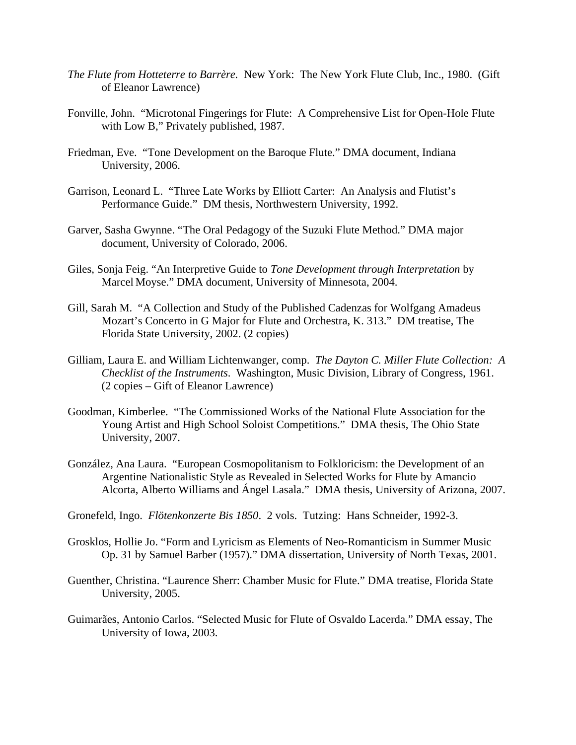*The Flute from Hotteterre to Barrère*. New York: The New York Flute Club, Inc., 1980. (Gift of Eleanor Lawrence)

Fonville, John. "Microtonal Fingerings for Flute: A Comprehensive List for Open-Hole Flute with Low B," Privately published, 1987.

Friedman, Eve. "Tone Development on the Baroque Flute." DMA document, Indiana University, 2006.

Garrison, Leonard L. "Three Late Works by Elliott Carter: An Analysis and Flutist's Performance Guide." DM thesis, Northwestern University, 1992.

Garver, Sasha Gwynne. "The Oral Pedagogy of the Suzuki Flute Method." DMA major document, University of Colorado, 2006.

Giles, Sonja Feig. "An Interpretive Guide to *Tone Development through Interpretation* by Marcel Moyse." DMA document, University of Minnesota, 2004.

Gill, Sarah M. "A Collection and Study of the Published Cadenzas for Wolfgang Amadeus Mozart's Concerto in G Major for Flute and Orchestra, K. 313." DM treatise, The Florida State University, 2002. (2 copies)

Gilliam, Laura E. and William Lichtenwanger, comp. *The Dayton C. Miller Flute Collection: A Checklist of the Instruments*. Washington, Music Division, Library of Congress, 1961. (2 copies – Gift of Eleanor Lawrence)

Goodman, Kimberlee. "The Commissioned Works of the National Flute Association for the Young Artist and High School Soloist Competitions." DMA thesis, The Ohio State University, 2007.

González, Ana Laura. "European Cosmopolitanism to Folkloricism: the Development of an Argentine Nationalistic Style as Revealed in Selected Works for Flute by Amancio Alcorta, Alberto Williams and Ángel Lasala." DMA thesis, University of Arizona, 2007.

Gronefeld, Ingo. *Flötenkonzerte Bis 1850*. 2 vols. Tutzing: Hans Schneider, 1992-3.

Grosklos, Hollie Jo. "Form and Lyricism as Elements of Neo-Romanticism in Summer Music Op. 31 by Samuel Barber (1957)." DMA dissertation, University of North Texas, 2001.

Guenther, Christina. "Laurence Sherr: Chamber Music for Flute." DMA treatise, Florida State University, 2005.

Guimarães, Antonio Carlos. "Selected Music for Flute of Osvaldo Lacerda." DMA essay, The University of Iowa, 2003.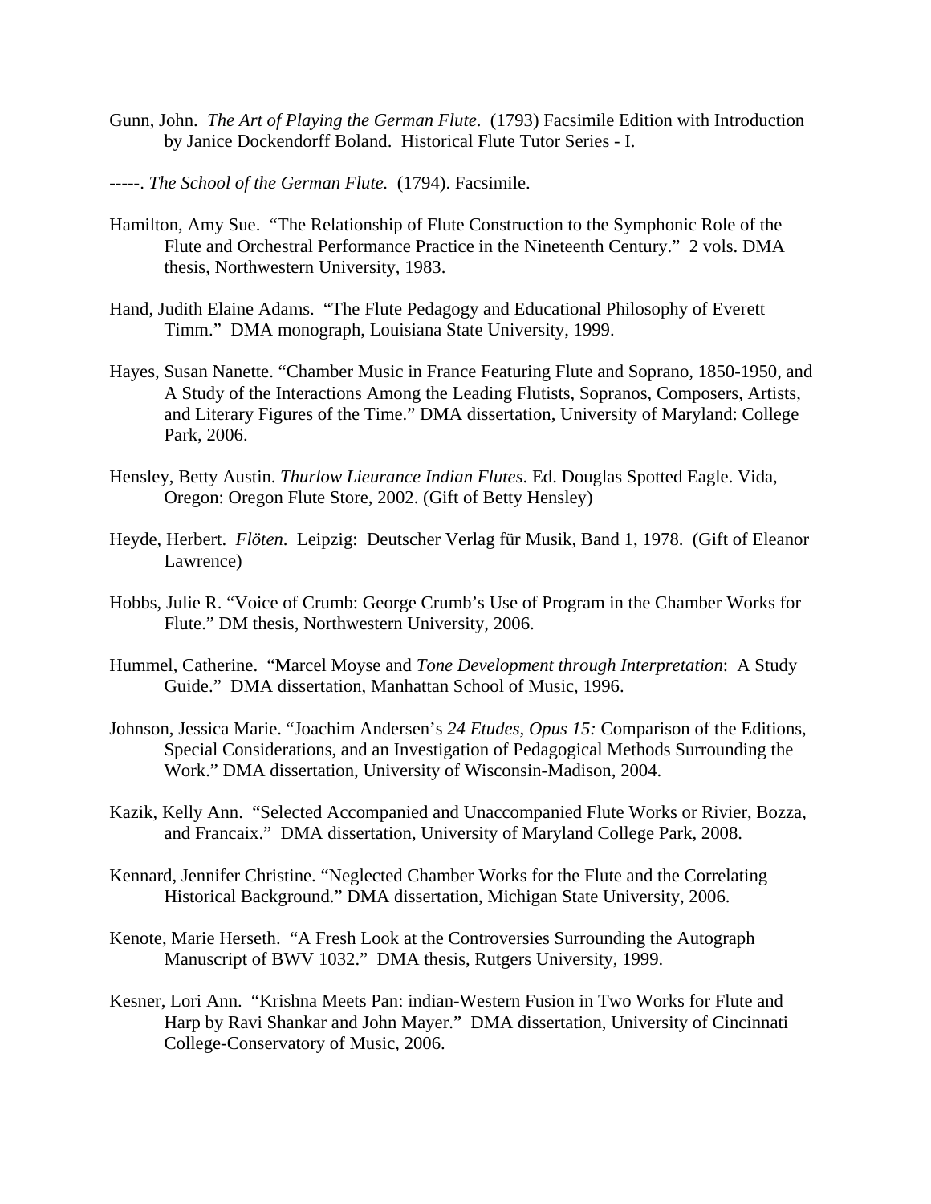Gunn, John. *The Art of Playing the German Flute*. (1793) Facsimile Edition with Introduction by Janice Dockendorff Boland. Historical Flute Tutor Series - I.

-----. *The School of the German Flute.* (1794). Facsimile.

Hamilton, Amy Sue. "The Relationship of Flute Construction to the Symphonic Role of the Flute and Orchestral Performance Practice in the Nineteenth Century." 2 vols. DMA thesis, Northwestern University, 1983.

Hand, Judith Elaine Adams. "The Flute Pedagogy and Educational Philosophy of Everett Timm." DMA monograph, Louisiana State University, 1999.

Hayes, Susan Nanette. "Chamber Music in France Featuring Flute and Soprano, 1850-1950, and A Study of the Interactions Among the Leading Flutists, Sopranos, Composers, Artists, and Literary Figures of the Time." DMA dissertation, University of Maryland: College Park, 2006.

Hensley, Betty Austin. *Thurlow Lieurance Indian Flutes*. Ed. Douglas Spotted Eagle. Vida, Oregon: Oregon Flute Store, 2002. (Gift of Betty Hensley)

Heyde, Herbert. *Flöten*. Leipzig: Deutscher Verlag für Musik, Band 1, 1978. (Gift of Eleanor Lawrence)

Hobbs, Julie R. "Voice of Crumb: George Crumb's Use of Program in the Chamber Works for Flute." DM thesis, Northwestern University, 2006.

Hummel, Catherine. "Marcel Moyse and *Tone Development through Interpretation*: A Study Guide." DMA dissertation, Manhattan School of Music, 1996.

Johnson, Jessica Marie. "Joachim Andersen's *24 Etudes, Opus 15:* Comparison of the Editions, Special Considerations, and an Investigation of Pedagogical Methods Surrounding the Work." DMA dissertation, University of Wisconsin-Madison, 2004.

Kazik, Kelly Ann. "Selected Accompanied and Unaccompanied Flute Works or Rivier, Bozza, and Francaix." DMA dissertation, University of Maryland College Park, 2008.

Kennard, Jennifer Christine. "Neglected Chamber Works for the Flute and the Correlating Historical Background." DMA dissertation, Michigan State University, 2006.

Kenote, Marie Herseth. "A Fresh Look at the Controversies Surrounding the Autograph Manuscript of BWV 1032." DMA thesis, Rutgers University, 1999.

Kesner, Lori Ann. "Krishna Meets Pan: indian-Western Fusion in Two Works for Flute and Harp by Ravi Shankar and John Mayer." DMA dissertation, University of Cincinnati College-Conservatory of Music, 2006.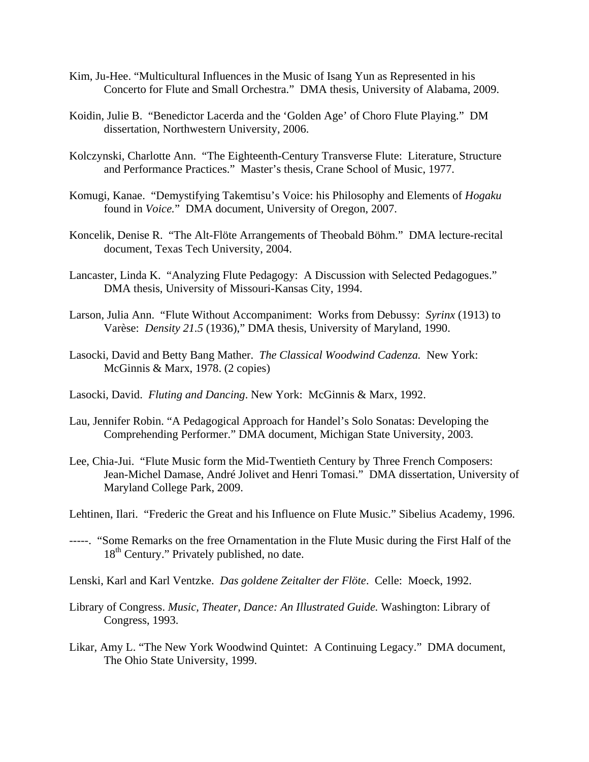Kim, Ju-Hee. "Multicultural Influences in the Music of Isang Yun as Represented in his Concerto for Flute and Small Orchestra." DMA thesis, University of Alabama, 2009.

Koidin, Julie B. "Benedictor Lacerda and the 'Golden Age' of Choro Flute Playing." DM dissertation, Northwestern University, 2006.

Kolczynski, Charlotte Ann. "The Eighteenth-Century Transverse Flute: Literature, Structure and Performance Practices." Master's thesis, Crane School of Music, 1977.

Komugi, Kanae. "Demystifying Takemtisu's Voice: his Philosophy and Elements of *Hogaku* found in *Voice.*" DMA document, University of Oregon, 2007.

Koncelik, Denise R. "The Alt-Flöte Arrangements of Theobald Böhm." DMA lecture-recital document, Texas Tech University, 2004.

Lancaster, Linda K. "Analyzing Flute Pedagogy: A Discussion with Selected Pedagogues." DMA thesis, University of Missouri-Kansas City, 1994.

Larson, Julia Ann. "Flute Without Accompaniment: Works from Debussy: *Syrinx* (1913) to Varèse: *Density 21.5* (1936)," DMA thesis, University of Maryland, 1990.

Lasocki, David and Betty Bang Mather. *The Classical Woodwind Cadenza.* New York: McGinnis & Marx, 1978. (2 copies)

Lasocki, David. *Fluting and Dancing*. New York: McGinnis & Marx, 1992.

Lau, Jennifer Robin. "A Pedagogical Approach for Handel's Solo Sonatas: Developing the Comprehending Performer." DMA document, Michigan State University, 2003.

Lee, Chia-Jui. "Flute Music form the Mid-Twentieth Century by Three French Composers: Jean-Michel Damase, André Jolivet and Henri Tomasi." DMA dissertation, University of Maryland College Park, 2009.

Lehtinen, Ilari. "Frederic the Great and his Influence on Flute Music." Sibelius Academy, 1996.

-----. "Some Remarks on the free Ornamentation in the Flute Music during the First Half of the 18th Century." Privately published, no date.

Lenski, Karl and Karl Ventzke. *Das goldene Zeitalter der Flöte*. Celle: Moeck, 1992.

Library of Congress. *Music, Theater, Dance: An Illustrated Guide.* Washington: Library of Congress, 1993.

Likar, Amy L. "The New York Woodwind Quintet: A Continuing Legacy." DMA document, The Ohio State University, 1999.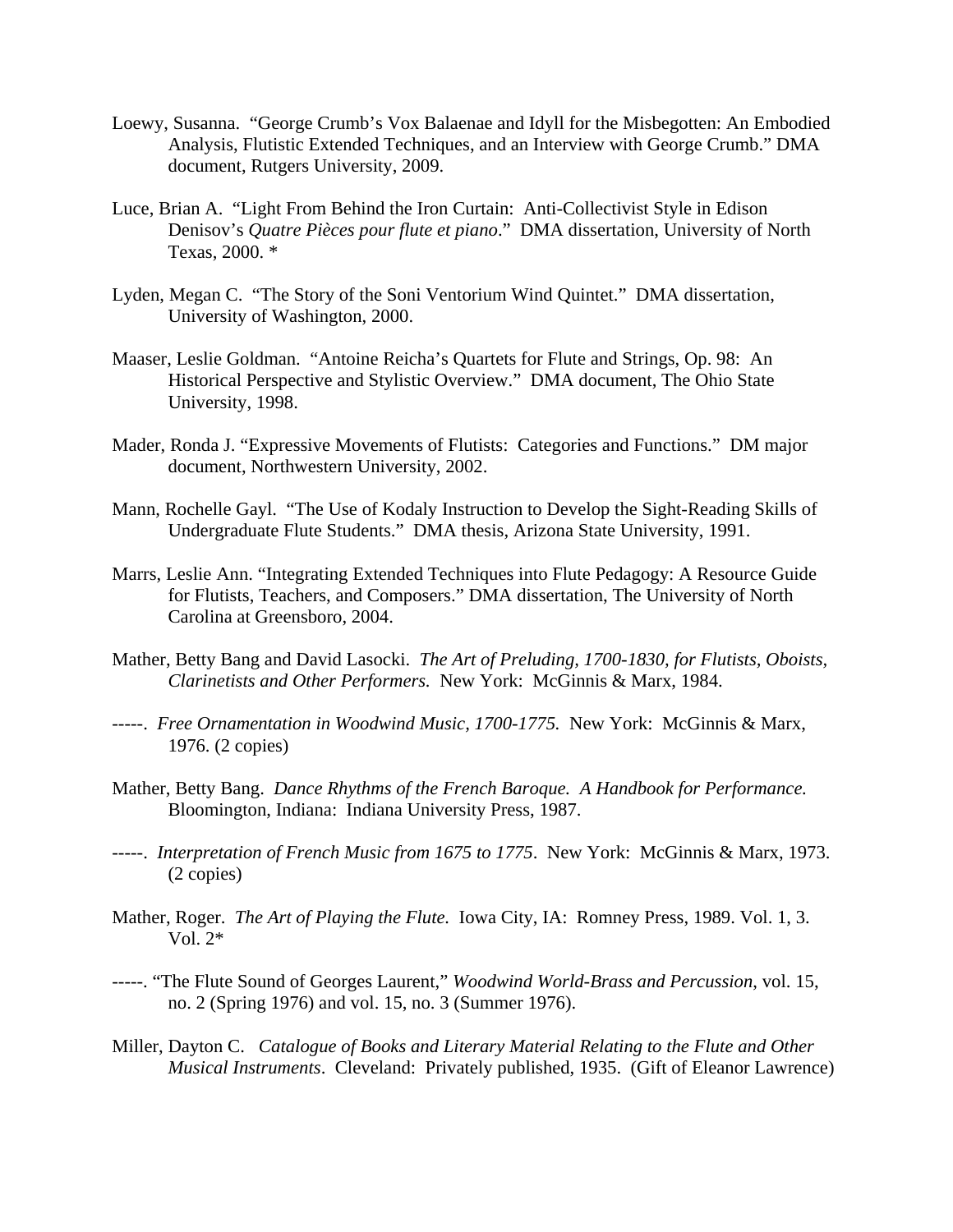Loewy, Susanna. "George Crumb's Vox Balaenae and Idyll for the Misbegotten: An Embodied Analysis, Flutistic Extended Techniques, and an Interview with George Crumb." DMA document, Rutgers University, 2009.

Luce, Brian A. "Light From Behind the Iron Curtain: Anti-Collectivist Style in Edison Denisov's *Quatre Pièces pour flute et piano*." DMA dissertation, University of North Texas, 2000. *

Lyden, Megan C. "The Story of the Soni Ventorium Wind Quintet." DMA dissertation, University of Washington, 2000.

Maaser, Leslie Goldman. "Antoine Reicha's Quartets for Flute and Strings, Op. 98: An Historical Perspective and Stylistic Overview." DMA document, The Ohio State University, 1998.

Mader, Ronda J. "Expressive Movements of Flutists: Categories and Functions." DM major document, Northwestern University, 2002.

Mann, Rochelle Gayl. "The Use of Kodaly Instruction to Develop the Sight-Reading Skills of Undergraduate Flute Students." DMA thesis, Arizona State University, 1991.

Marrs, Leslie Ann. "Integrating Extended Techniques into Flute Pedagogy: A Resource Guide for Flutists, Teachers, and Composers." DMA dissertation, The University of North Carolina at Greensboro, 2004.

Mather, Betty Bang and David Lasocki. *The Art of Preluding, 1700-1830, for Flutists, Oboists, Clarinetists and Other Performers.* New York: McGinnis & Marx, 1984.

-----. *Free Ornamentation in Woodwind Music, 1700-1775.* New York: McGinnis & Marx, 1976. (2 copies)

Mather, Betty Bang. *Dance Rhythms of the French Baroque. A Handbook for Performance.* Bloomington, Indiana: Indiana University Press, 1987.

-----. *Interpretation of French Music from 1675 to 1775*. New York: McGinnis & Marx, 1973. (2 copies)

Mather, Roger. *The Art of Playing the Flute.* Iowa City, IA: Romney Press, 1989. Vol. 1, 3. Vol. 2*

-----. "The Flute Sound of Georges Laurent," *Woodwind World-Brass and Percussion*, vol. 15, no. 2 (Spring 1976) and vol. 15, no. 3 (Summer 1976).

Miller, Dayton C. *Catalogue of Books and Literary Material Relating to the Flute and Other Musical Instruments*. Cleveland: Privately published, 1935. (Gift of Eleanor Lawrence)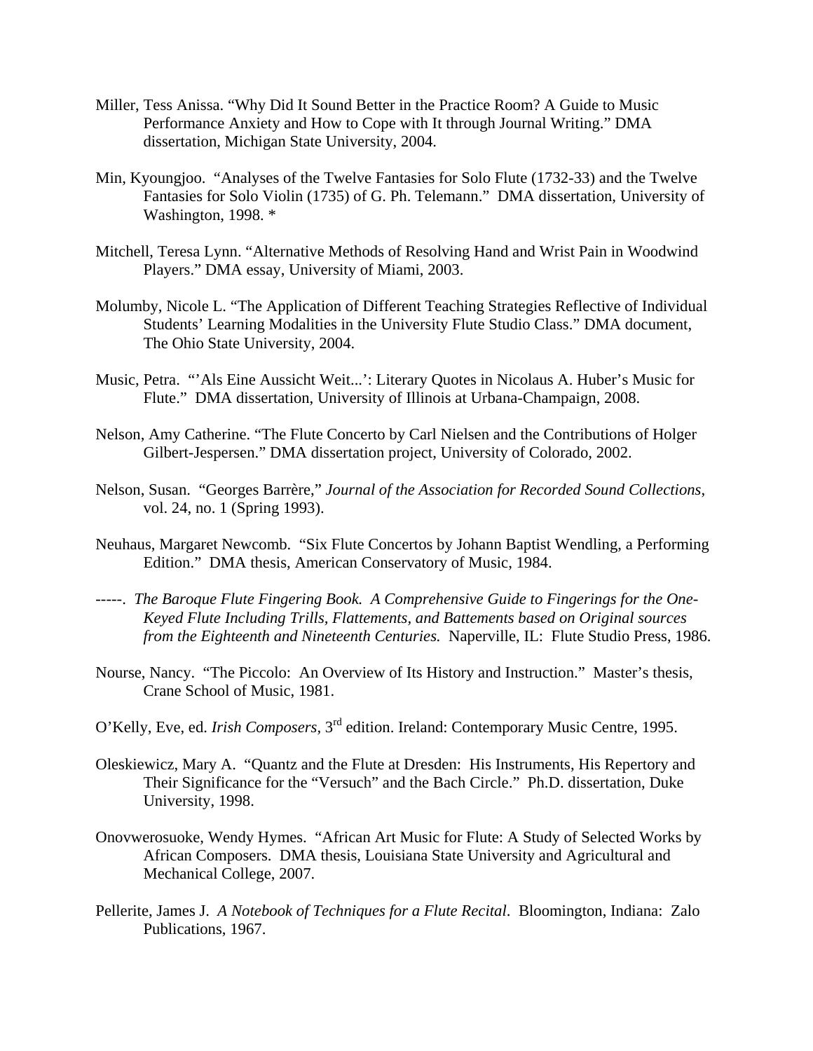Miller, Tess Anissa. “Why Did It Sound Better in the Practice Room? A Guide to Music Performance Anxiety and How to Cope with It through Journal Writing.” DMA dissertation, Michigan State University, 2004.

Min, Kyoungjoo. “Analyses of the Twelve Fantasies for Solo Flute (1732-33) and the Twelve Fantasies for Solo Violin (1735) of G. Ph. Telemann.” DMA dissertation, University of Washington, 1998. *

Mitchell, Teresa Lynn. “Alternative Methods of Resolving Hand and Wrist Pain in Woodwind Players.” DMA essay, University of Miami, 2003.

Molumby, Nicole L. “The Application of Different Teaching Strategies Reflective of Individual Students’ Learning Modalities in the University Flute Studio Class.” DMA document, The Ohio State University, 2004.

Music, Petra. “’Als Eine Aussicht Weit...’: Literary Quotes in Nicolaus A. Huber’s Music for Flute.” DMA dissertation, University of Illinois at Urbana-Champaign, 2008.

Nelson, Amy Catherine. “The Flute Concerto by Carl Nielsen and the Contributions of Holger Gilbert-Jespersen.” DMA dissertation project, University of Colorado, 2002.

Nelson, Susan. “Georges Barrère,” *Journal of the Association for Recorded Sound Collections*, vol. 24, no. 1 (Spring 1993).

Neuhaus, Margaret Newcomb. “Six Flute Concertos by Johann Baptist Wendling, a Performing Edition.” DMA thesis, American Conservatory of Music, 1984.

-----. *The Baroque Flute Fingering Book. A Comprehensive Guide to Fingerings for the One-Keyed Flute Including Trills, Flattements, and Battements based on Original sources from the Eighteenth and Nineteenth Centuries.* Naperville, IL: Flute Studio Press, 1986.

Nourse, Nancy. “The Piccolo: An Overview of Its History and Instruction.” Master’s thesis, Crane School of Music, 1981.

O’Kelly, Eve, ed. *Irish Composers*, 3rd edition. Ireland: Contemporary Music Centre, 1995.

Oleskiewicz, Mary A. “Quantz and the Flute at Dresden: His Instruments, His Repertory and Their Significance for the “Versuch” and the Bach Circle.” Ph.D. dissertation, Duke University, 1998.

Onovwerosuoke, Wendy Hymes. “African Art Music for Flute: A Study of Selected Works by African Composers. DMA thesis, Louisiana State University and Agricultural and Mechanical College, 2007.

Pellerite, James J. *A Notebook of Techniques for a Flute Recital*. Bloomington, Indiana: Zalo Publications, 1967.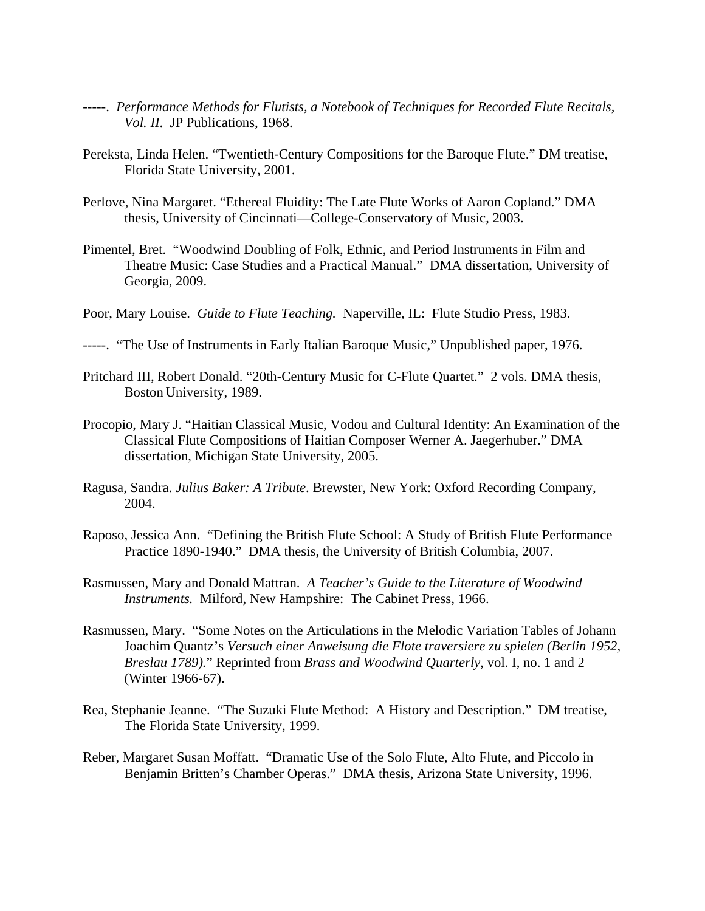-----. *Performance Methods for Flutists, a Notebook of Techniques for Recorded Flute Recitals, Vol. II*. JP Publications, 1968.

Pereksta, Linda Helen. "Twentieth-Century Compositions for the Baroque Flute." DM treatise, Florida State University, 2001.

Perlove, Nina Margaret. "Ethereal Fluidity: The Late Flute Works of Aaron Copland." DMA thesis, University of Cincinnati—College-Conservatory of Music, 2003.

Pimentel, Bret. "Woodwind Doubling of Folk, Ethnic, and Period Instruments in Film and Theatre Music: Case Studies and a Practical Manual." DMA dissertation, University of Georgia, 2009.

Poor, Mary Louise. *Guide to Flute Teaching.* Naperville, IL: Flute Studio Press, 1983.

-----. "The Use of Instruments in Early Italian Baroque Music," Unpublished paper, 1976.

Pritchard III, Robert Donald. "20th-Century Music for C-Flute Quartet." 2 vols. DMA thesis, Boston University, 1989.

Procopio, Mary J. "Haitian Classical Music, Vodou and Cultural Identity: An Examination of the Classical Flute Compositions of Haitian Composer Werner A. Jaegerhuber." DMA dissertation, Michigan State University, 2005.

Ragusa, Sandra. *Julius Baker: A Tribute*. Brewster, New York: Oxford Recording Company, 2004.

Raposo, Jessica Ann. "Defining the British Flute School: A Study of British Flute Performance Practice 1890-1940." DMA thesis, the University of British Columbia, 2007.

Rasmussen, Mary and Donald Mattran. *A Teacher's Guide to the Literature of Woodwind Instruments.* Milford, New Hampshire: The Cabinet Press, 1966.

Rasmussen, Mary. "Some Notes on the Articulations in the Melodic Variation Tables of Johann Joachim Quantz's *Versuch einer Anweisung die Flote traversiere zu spielen (Berlin 1952, Breslau 1789).*" Reprinted from *Brass and Woodwind Quarterly*, vol. I, no. 1 and 2 (Winter 1966-67).

Rea, Stephanie Jeanne. "The Suzuki Flute Method: A History and Description." DM treatise, The Florida State University, 1999.

Reber, Margaret Susan Moffatt. "Dramatic Use of the Solo Flute, Alto Flute, and Piccolo in Benjamin Britten's Chamber Operas." DMA thesis, Arizona State University, 1996.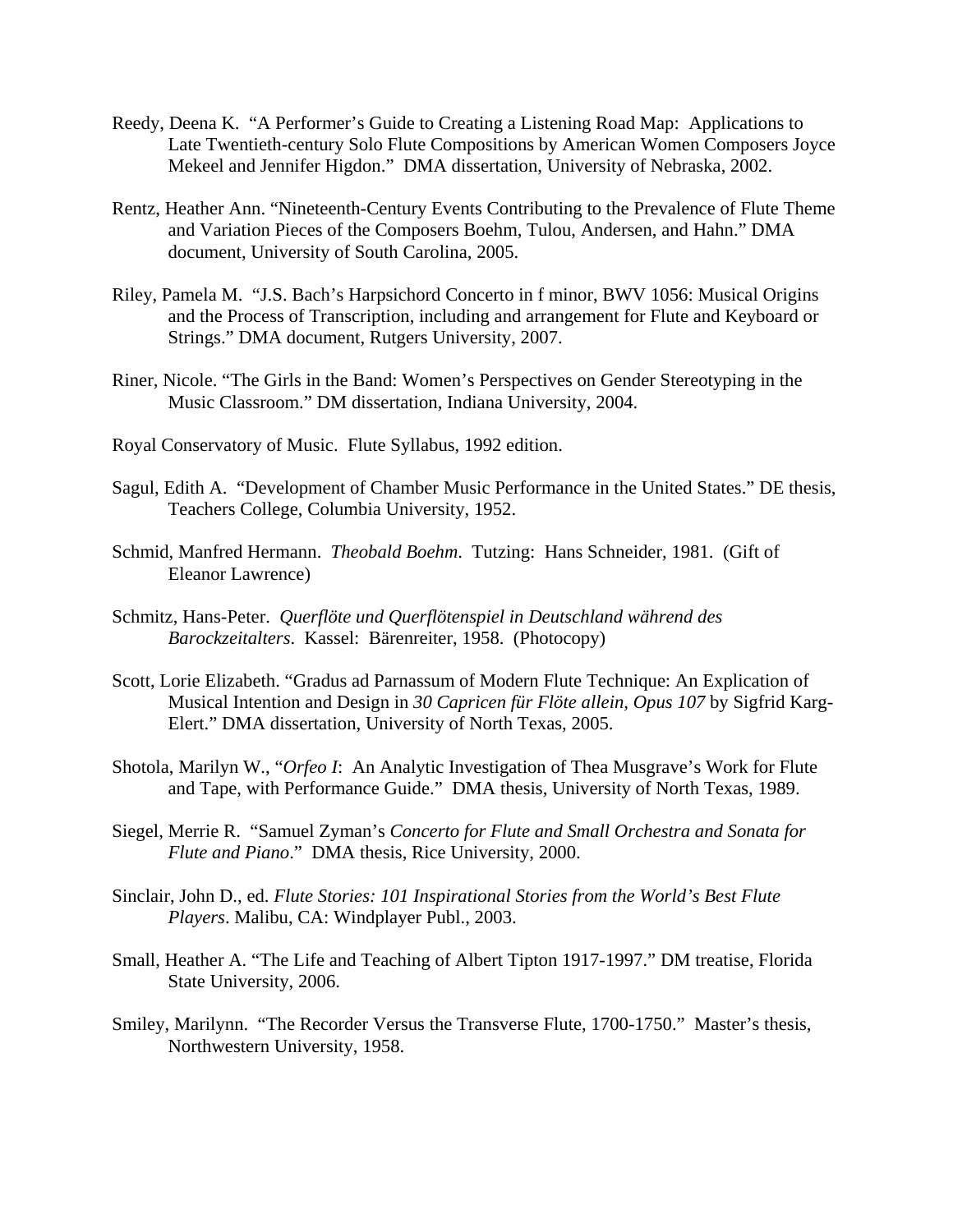Reedy, Deena K. "A Performer's Guide to Creating a Listening Road Map: Applications to Late Twentieth-century Solo Flute Compositions by American Women Composers Joyce Mekeel and Jennifer Higdon." DMA dissertation, University of Nebraska, 2002.

Rentz, Heather Ann. "Nineteenth-Century Events Contributing to the Prevalence of Flute Theme and Variation Pieces of the Composers Boehm, Tulou, Andersen, and Hahn." DMA document, University of South Carolina, 2005.

Riley, Pamela M. "J.S. Bach's Harpsichord Concerto in f minor, BWV 1056: Musical Origins and the Process of Transcription, including and arrangement for Flute and Keyboard or Strings." DMA document, Rutgers University, 2007.

Riner, Nicole. "The Girls in the Band: Women's Perspectives on Gender Stereotyping in the Music Classroom." DM dissertation, Indiana University, 2004.

Royal Conservatory of Music. Flute Syllabus, 1992 edition.

Sagul, Edith A. "Development of Chamber Music Performance in the United States." DE thesis, Teachers College, Columbia University, 1952.

Schmid, Manfred Hermann. *Theobald Boehm*. Tutzing: Hans Schneider, 1981. (Gift of Eleanor Lawrence)

Schmitz, Hans-Peter. *Querflöte und Querflötenspiel in Deutschland während des Barockzeitalters*. Kassel: Bärenreiter, 1958. (Photocopy)

Scott, Lorie Elizabeth. "Gradus ad Parnassum of Modern Flute Technique: An Explication of Musical Intention and Design in *30 Capricen für Flöte allein, Opus 107* by Sigfrid Karg-Elert." DMA dissertation, University of North Texas, 2005.

Shotola, Marilyn W., "*Orfeo I*: An Analytic Investigation of Thea Musgrave's Work for Flute and Tape, with Performance Guide." DMA thesis, University of North Texas, 1989.

Siegel, Merrie R. "Samuel Zyman's *Concerto for Flute and Small Orchestra and Sonata for Flute and Piano*." DMA thesis, Rice University, 2000.

Sinclair, John D., ed. *Flute Stories: 101 Inspirational Stories from the World's Best Flute Players*. Malibu, CA: Windplayer Publ., 2003.

Small, Heather A. "The Life and Teaching of Albert Tipton 1917-1997." DM treatise, Florida State University, 2006.

Smiley, Marilynn. "The Recorder Versus the Transverse Flute, 1700-1750." Master's thesis, Northwestern University, 1958.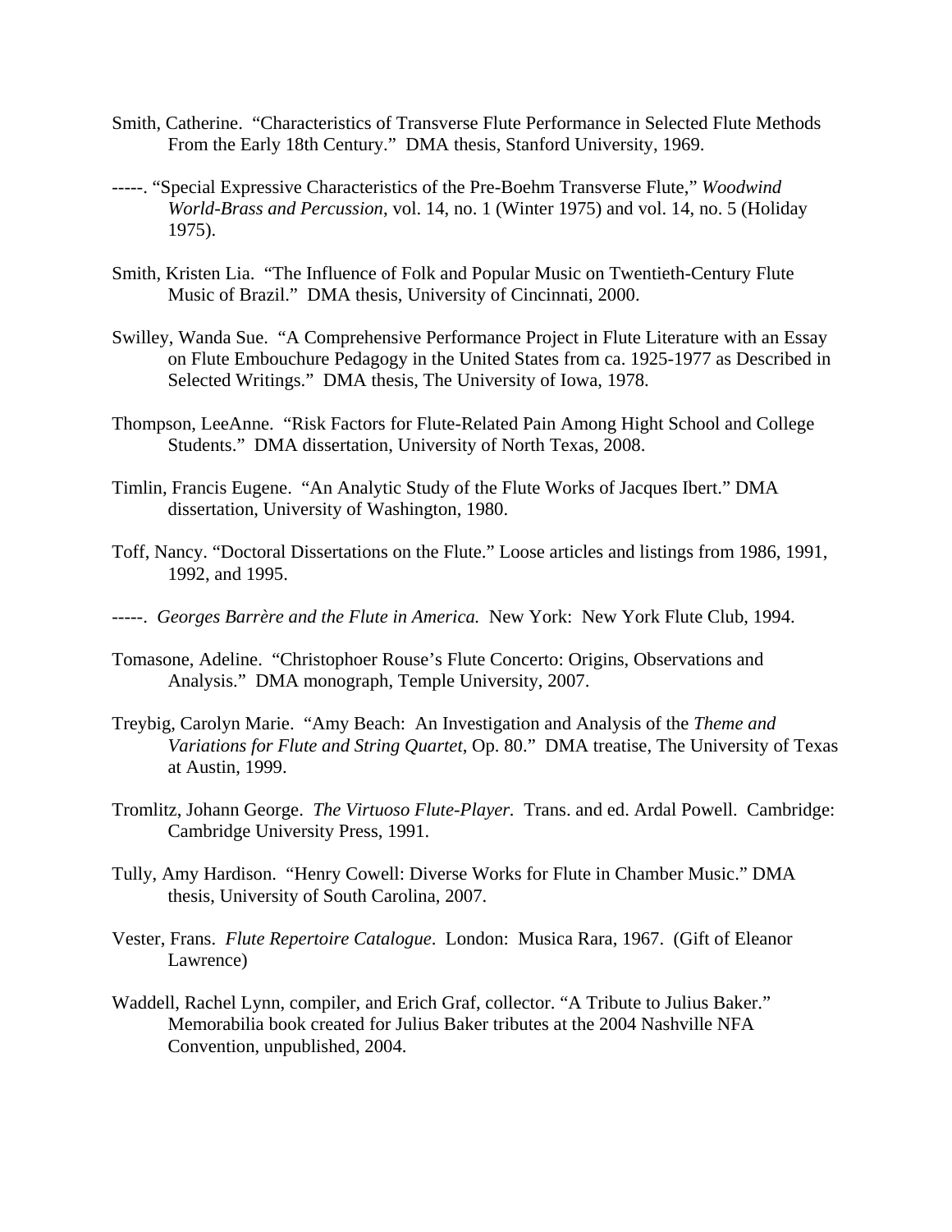Smith, Catherine. "Characteristics of Transverse Flute Performance in Selected Flute Methods From the Early 18th Century." DMA thesis, Stanford University, 1969.

-----. "Special Expressive Characteristics of the Pre-Boehm Transverse Flute," *Woodwind World-Brass and Percussion*, vol. 14, no. 1 (Winter 1975) and vol. 14, no. 5 (Holiday 1975).

Smith, Kristen Lia. "The Influence of Folk and Popular Music on Twentieth-Century Flute Music of Brazil." DMA thesis, University of Cincinnati, 2000.

Swilley, Wanda Sue. "A Comprehensive Performance Project in Flute Literature with an Essay on Flute Embouchure Pedagogy in the United States from ca. 1925-1977 as Described in Selected Writings." DMA thesis, The University of Iowa, 1978.

Thompson, LeeAnne. "Risk Factors for Flute-Related Pain Among Hight School and College Students." DMA dissertation, University of North Texas, 2008.

Timlin, Francis Eugene. "An Analytic Study of the Flute Works of Jacques Ibert." DMA dissertation, University of Washington, 1980.

Toff, Nancy. "Doctoral Dissertations on the Flute." Loose articles and listings from 1986, 1991, 1992, and 1995.

-----. *Georges Barrère and the Flute in America.* New York: New York Flute Club, 1994.

Tomasone, Adeline. "Christophoer Rouse's Flute Concerto: Origins, Observations and Analysis." DMA monograph, Temple University, 2007.

Treybig, Carolyn Marie. "Amy Beach: An Investigation and Analysis of the *Theme and Variations for Flute and String Quartet*, Op. 80." DMA treatise, The University of Texas at Austin, 1999.

Tromlitz, Johann George. *The Virtuoso Flute-Player*. Trans. and ed. Ardal Powell. Cambridge: Cambridge University Press, 1991.

Tully, Amy Hardison. "Henry Cowell: Diverse Works for Flute in Chamber Music." DMA thesis, University of South Carolina, 2007.

Vester, Frans. *Flute Repertoire Catalogue*. London: Musica Rara, 1967. (Gift of Eleanor Lawrence)

Waddell, Rachel Lynn, compiler, and Erich Graf, collector. "A Tribute to Julius Baker." Memorabilia book created for Julius Baker tributes at the 2004 Nashville NFA Convention, unpublished, 2004.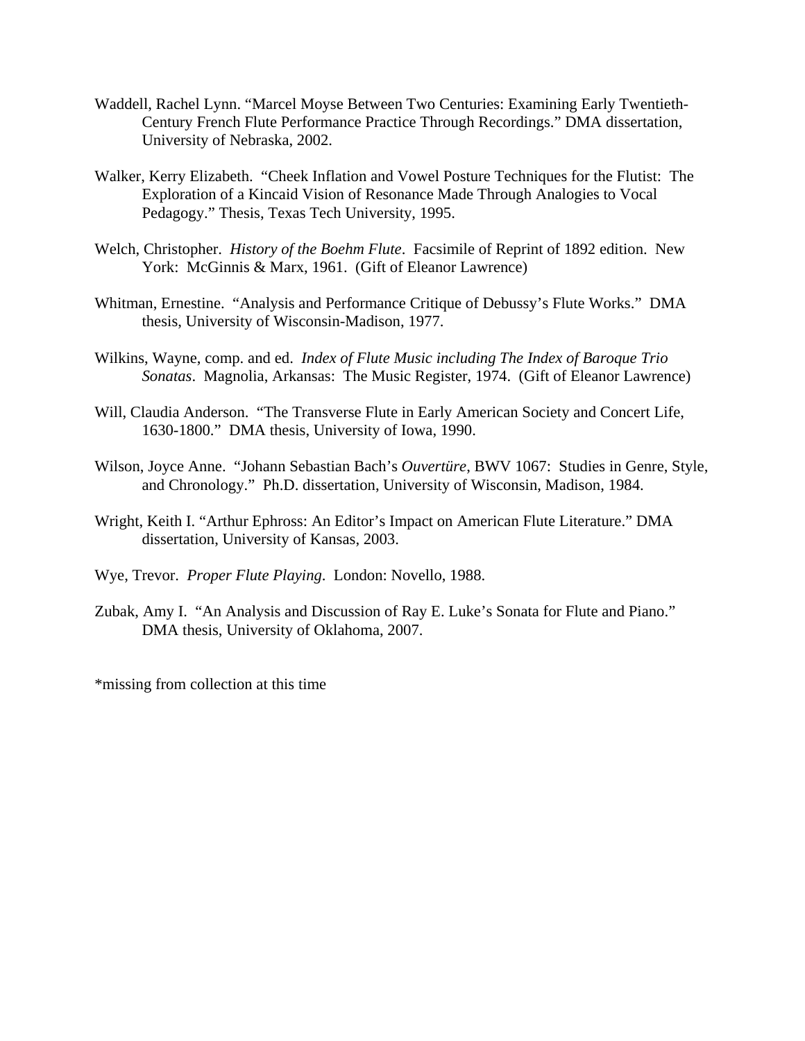Waddell, Rachel Lynn. "Marcel Moyse Between Two Centuries: Examining Early Twentieth-Century French Flute Performance Practice Through Recordings." DMA dissertation, University of Nebraska, 2002.

Walker, Kerry Elizabeth. "Cheek Inflation and Vowel Posture Techniques for the Flutist: The Exploration of a Kincaid Vision of Resonance Made Through Analogies to Vocal Pedagogy." Thesis, Texas Tech University, 1995.

Welch, Christopher. *History of the Boehm Flute*. Facsimile of Reprint of 1892 edition. New York: McGinnis & Marx, 1961. (Gift of Eleanor Lawrence)

Whitman, Ernestine. "Analysis and Performance Critique of Debussy's Flute Works." DMA thesis, University of Wisconsin-Madison, 1977.

Wilkins, Wayne, comp. and ed. *Index of Flute Music including The Index of Baroque Trio Sonatas*. Magnolia, Arkansas: The Music Register, 1974. (Gift of Eleanor Lawrence)

Will, Claudia Anderson. "The Transverse Flute in Early American Society and Concert Life, 1630-1800." DMA thesis, University of Iowa, 1990.

Wilson, Joyce Anne. "Johann Sebastian Bach's *Ouvertüre*, BWV 1067: Studies in Genre, Style, and Chronology." Ph.D. dissertation, University of Wisconsin, Madison, 1984.

Wright, Keith I. "Arthur Ephross: An Editor's Impact on American Flute Literature." DMA dissertation, University of Kansas, 2003.

Wye, Trevor. *Proper Flute Playing*. London: Novello, 1988.

Zubak, Amy I. "An Analysis and Discussion of Ray E. Luke's Sonata for Flute and Piano." DMA thesis, University of Oklahoma, 2007.

*missing from collection at this time